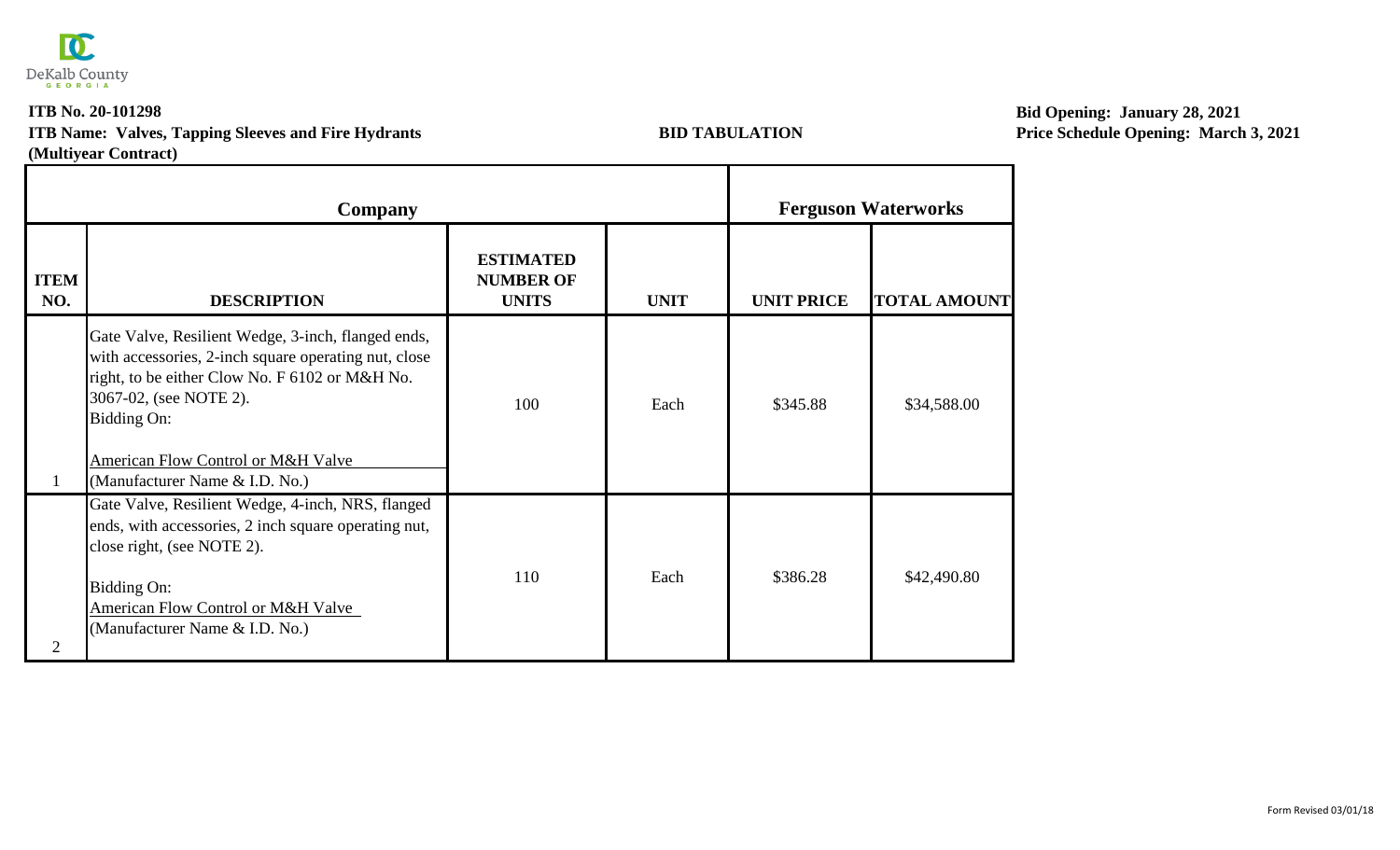DeKalb County GEORGIA

**ITB No. 20-101298**
**ITB Name: Valves, Tapping Sleeves and Fire Hydrants**
**(Multiyear Contract)**

**BID TABULATION**

**Bid Opening: January 28, 2021**
**Price Schedule Opening: March 3, 2021**

| Company | | | | Ferguson Waterworks | |
|---|---|---|---|---|---|
| **ITEM NO.** | **DESCRIPTION** | **ESTIMATED NUMBER OF UNITS** | **UNIT** | **UNIT PRICE** | **TOTAL AMOUNT** |
| 1 | Gate Valve, Resilient Wedge, 3-inch, flanged ends, with accessories, 2-inch square operating nut, close right, to be either Clow No. F 6102 or M&H No. 3067-02, (see NOTE 2). Bidding On: American Flow Control or M&H Valve (Manufacturer Name & I.D. No.) | 100 | Each | \$345.88 | \$34,588.00 |
| 2 | Gate Valve, Resilient Wedge, 4-inch, NRS, flanged ends, with accessories, 2 inch square operating nut, close right, (see NOTE 2). Bidding On: American Flow Control or M&H Valve (Manufacturer Name & I.D. No.) | 110 | Each | \$386.28 | \$42,490.80 |

Form Revised 03/01/18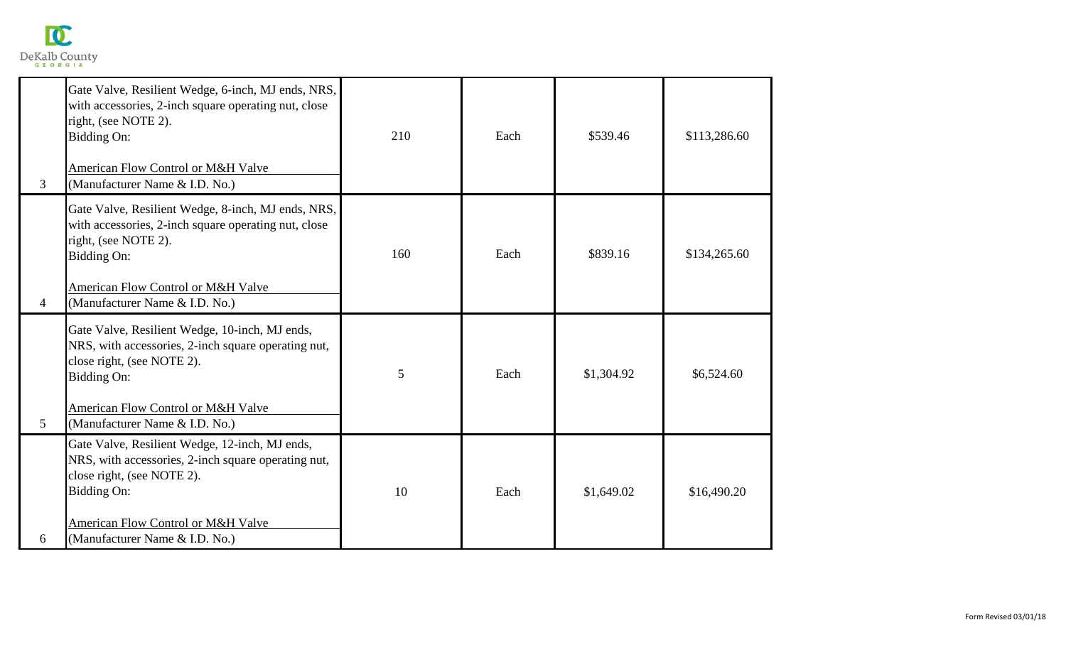| | | | | | |
|---|---|---|---|---|---|
| 3 | Gate Valve, Resilient Wedge, 6-inch, MJ ends, NRS, with accessories, 2-inch square operating nut, close right, (see NOTE 2).<br>Bidding On:<br><br>American Flow Control or M&H Valve<br>(Manufacturer Name & I.D. No.) | 210 | Each | $539.46 | $113,286.60 |
| 4 | Gate Valve, Resilient Wedge, 8-inch, MJ ends, NRS, with accessories, 2-inch square operating nut, close right, (see NOTE 2).<br>Bidding On:<br><br>American Flow Control or M&H Valve<br>(Manufacturer Name & I.D. No.) | 160 | Each | $839.16 | $134,265.60 |
| 5 | Gate Valve, Resilient Wedge, 10-inch, MJ ends, NRS, with accessories, 2-inch square operating nut, close right, (see NOTE 2).<br>Bidding On:<br><br>American Flow Control or M&H Valve<br>(Manufacturer Name & I.D. No.) | 5 | Each | $1,304.92 | $6,524.60 |
| 6 | Gate Valve, Resilient Wedge, 12-inch, MJ ends, NRS, with accessories, 2-inch square operating nut, close right, (see NOTE 2).<br>Bidding On:<br><br>American Flow Control or M&H Valve<br>(Manufacturer Name & I.D. No.) | 10 | Each | $1,649.02 | $16,490.20 |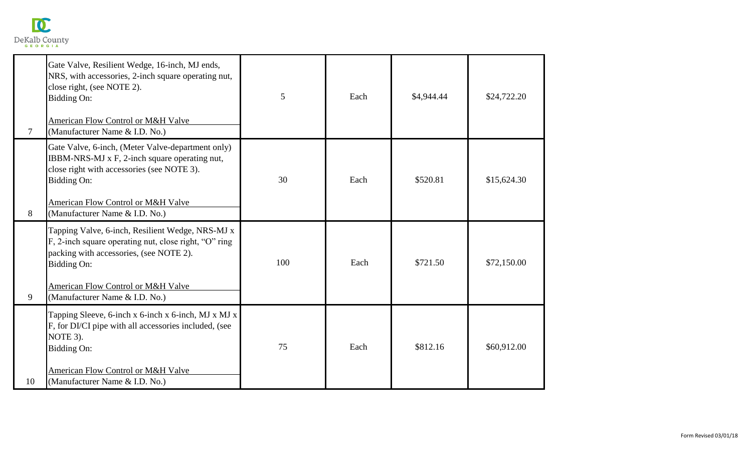| | | | | | |
|---|---|---|---|---|---|
| 7 | Gate Valve, Resilient Wedge, 16-inch, MJ ends, NRS, with accessories, 2-inch square operating nut, close right, (see NOTE 2).<br>Bidding On:<br><br>American Flow Control or M&H Valve<br>(Manufacturer Name & I.D. No.) | 5 | Each | $4,944.44 | $24,722.20 |
| 8 | Gate Valve, 6-inch, (Meter Valve-department only) IBBM-NRS-MJ x F, 2-inch square operating nut, close right with accessories (see NOTE 3).<br>Bidding On:<br><br>American Flow Control or M&H Valve<br>(Manufacturer Name & I.D. No.) | 30 | Each | $520.81 | $15,624.30 |
| 9 | Tapping Valve, 6-inch, Resilient Wedge, NRS-MJ x F, 2-inch square operating nut, close right, "O" ring packing with accessories, (see NOTE 2).<br>Bidding On:<br><br>American Flow Control or M&H Valve<br>(Manufacturer Name & I.D. No.) | 100 | Each | $721.50 | $72,150.00 |
| 10 | Tapping Sleeve, 6-inch x 6-inch x 6-inch, MJ x MJ x F, for DI/CI pipe with all accessories included, (see NOTE 3).<br>Bidding On:<br><br>American Flow Control or M&H Valve<br>(Manufacturer Name & I.D. No.) | 75 | Each | $812.16 | $60,912.00 |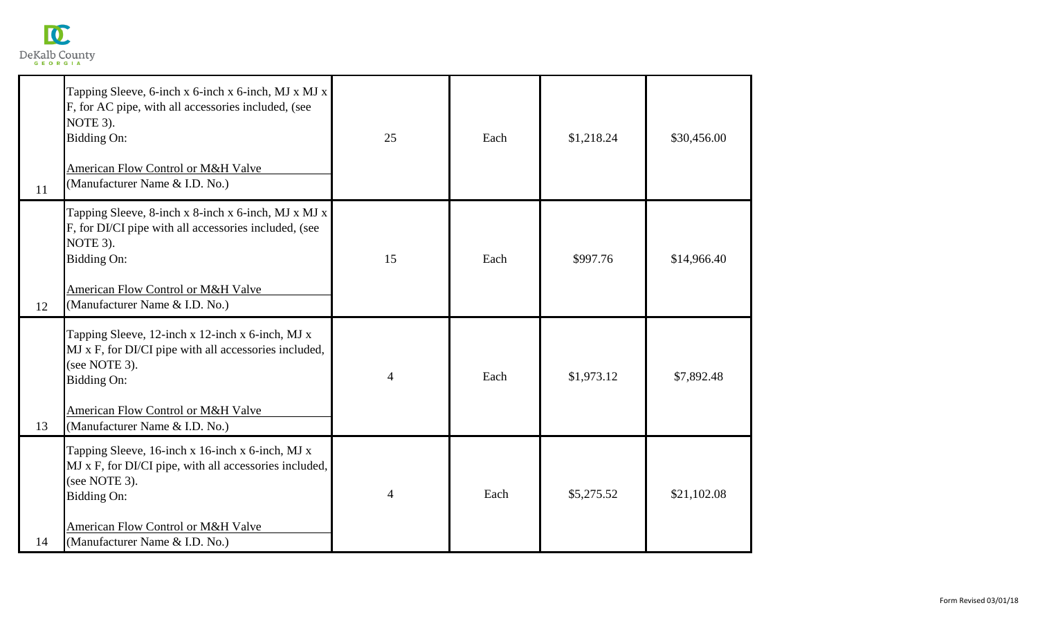| | | | | | |
|---|---|---|---|---|---|
| 11 | Tapping Sleeve, 6-inch x 6-inch x 6-inch, MJ x MJ x F, for AC pipe, with all accessories included, (see NOTE 3).<br>Bidding On:<br><br>American Flow Control or M&H Valve<br>(Manufacturer Name & I.D. No.) | 25 | Each | $1,218.24 | $30,456.00 |
| 12 | Tapping Sleeve, 8-inch x 8-inch x 6-inch, MJ x MJ x F, for DI/CI pipe with all accessories included, (see NOTE 3).<br>Bidding On:<br><br>American Flow Control or M&H Valve<br>(Manufacturer Name & I.D. No.) | 15 | Each | $997.76 | $14,966.40 |
| 13 | Tapping Sleeve, 12-inch x 12-inch x 6-inch, MJ x MJ x F, for DI/CI pipe with all accessories included, (see NOTE 3).<br>Bidding On:<br><br>American Flow Control or M&H Valve<br>(Manufacturer Name & I.D. No.) | 4 | Each | $1,973.12 | $7,892.48 |
| 14 | Tapping Sleeve, 16-inch x 16-inch x 6-inch, MJ x MJ x F, for DI/CI pipe, with all accessories included, (see NOTE 3).<br>Bidding On:<br><br>American Flow Control or M&H Valve<br>(Manufacturer Name & I.D. No.) | 4 | Each | $5,275.52 | $21,102.08 |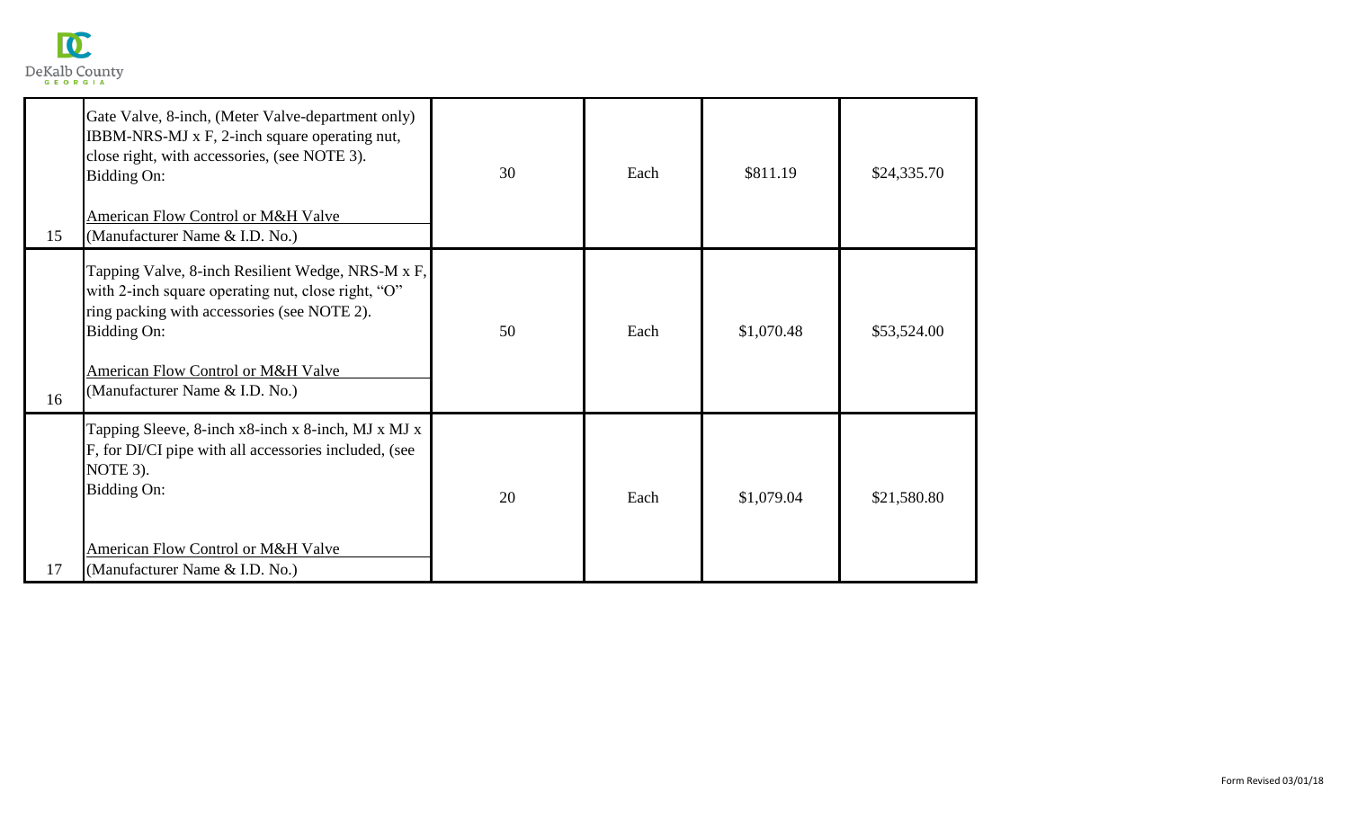| | | | | | |
|---|---|---|---|---|---|
| 15 | Gate Valve, 8-inch, (Meter Valve-department only) IBBM-NRS-MJ x F, 2-inch square operating nut, close right, with accessories, (see NOTE 3). Bidding On: American Flow Control or M&H Valve (Manufacturer Name & I.D. No.) | 30 | Each | $811.19 | $24,335.70 |
| 16 | Tapping Valve, 8-inch Resilient Wedge, NRS-M x F, with 2-inch square operating nut, close right, "O" ring packing with accessories (see NOTE 2). Bidding On: American Flow Control or M&H Valve (Manufacturer Name & I.D. No.) | 50 | Each | $1,070.48 | $53,524.00 |
| 17 | Tapping Sleeve, 8-inch x8-inch x 8-inch, MJ x MJ x F, for DI/CI pipe with all accessories included, (see NOTE 3). Bidding On: American Flow Control or M&H Valve (Manufacturer Name & I.D. No.) | 20 | Each | $1,079.04 | $21,580.80 |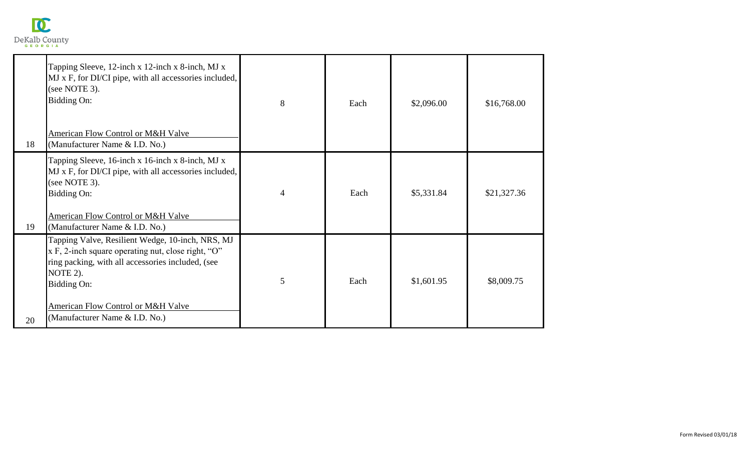| | | | | | |
|---|---|---|---|---|---|
| 18 | Tapping Sleeve, 12-inch x 12-inch x 8-inch, MJ x MJ x F, for DI/CI pipe, with all accessories included, (see NOTE 3).<br>Bidding On:<br><br>American Flow Control or M&H Valve<br>(Manufacturer Name & I.D. No.) | 8 | Each | $2,096.00 | $16,768.00 |
| 19 | Tapping Sleeve, 16-inch x 16-inch x 8-inch, MJ x MJ x F, for DI/CI pipe, with all accessories included, (see NOTE 3).<br>Bidding On:<br><br>American Flow Control or M&H Valve<br>(Manufacturer Name & I.D. No.) | 4 | Each | $5,331.84 | $21,327.36 |
| 20 | Tapping Valve, Resilient Wedge, 10-inch, NRS, MJ x F, 2-inch square operating nut, close right, "O" ring packing, with all accessories included, (see NOTE 2).<br>Bidding On:<br><br>American Flow Control or M&H Valve<br>(Manufacturer Name & I.D. No.) | 5 | Each | $1,601.95 | $8,009.75 |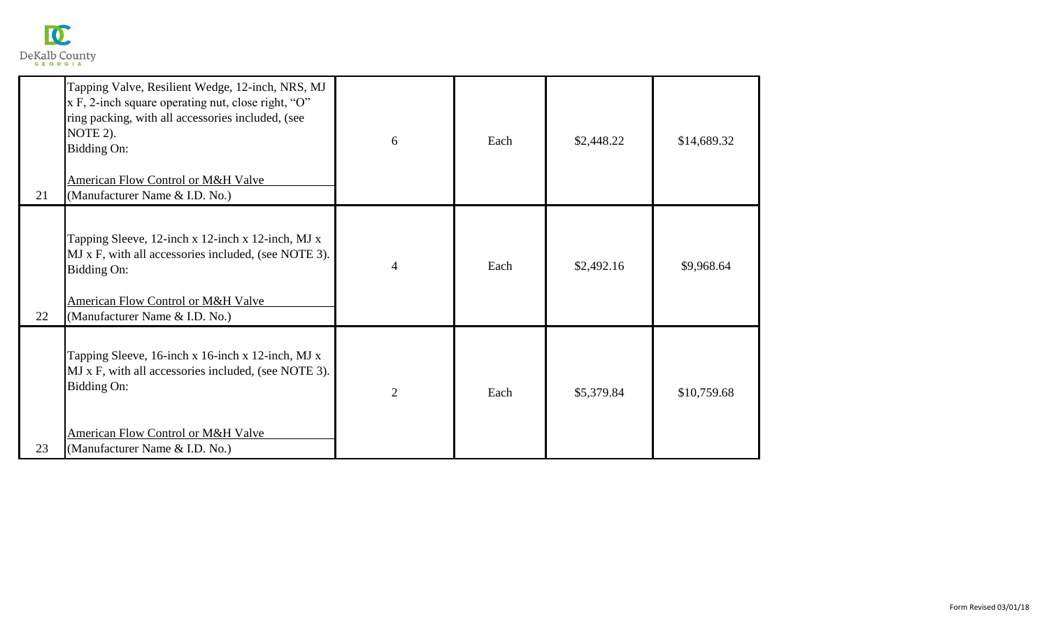| | | | | | |
|---|---|---|---|---|---|
| 21 | Tapping Valve, Resilient Wedge, 12-inch, NRS, MJ x F, 2-inch square operating nut, close right, "O" ring packing, with all accessories included, (see NOTE 2).<br>Bidding On:<br><br>American Flow Control or M&H Valve<br>(Manufacturer Name & I.D. No.) | 6 | Each | $2,448.22 | $14,689.32 |
| 22 | Tapping Sleeve, 12-inch x 12-inch x 12-inch, MJ x MJ x F, with all accessories included, (see NOTE 3).<br>Bidding On:<br><br>American Flow Control or M&H Valve<br>(Manufacturer Name & I.D. No.) | 4 | Each | $2,492.16 | $9,968.64 |
| 23 | Tapping Sleeve, 16-inch x 16-inch x 12-inch, MJ x MJ x F, with all accessories included, (see NOTE 3).<br>Bidding On:<br><br>American Flow Control or M&H Valve<br>(Manufacturer Name & I.D. No.) | 2 | Each | $5,379.84 | $10,759.68 |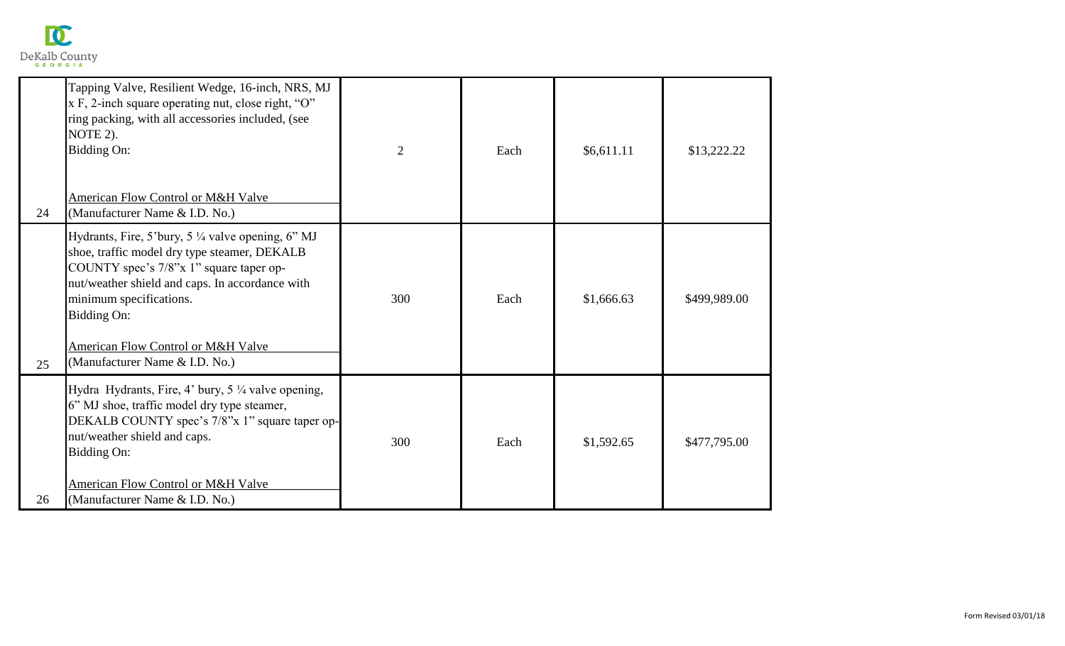| | | | | | |
|---|---|---|---|---|---|
| 24 | Tapping Valve, Resilient Wedge, 16-inch, NRS, MJ x F, 2-inch square operating nut, close right, "O" ring packing, with all accessories included, (see NOTE 2).<br>Bidding On:<br><br>American Flow Control or M&H Valve<br>(Manufacturer Name & I.D. No.) | 2 | Each | $6,611.11 | $13,222.22 |
| 25 | Hydrants, Fire, 5'bury, 5 ¼ valve opening, 6" MJ shoe, traffic model dry type steamer, DEKALB COUNTY spec's 7/8"x 1" square taper op-nut/weather shield and caps. In accordance with minimum specifications.<br>Bidding On:<br><br>American Flow Control or M&H Valve<br>(Manufacturer Name & I.D. No.) | 300 | Each | $1,666.63 | $499,989.00 |
| 26 | Hydra Hydrants, Fire, 4' bury, 5 ¼ valve opening, 6" MJ shoe, traffic model dry type steamer, DEKALB COUNTY spec's 7/8"x 1" square taper op-nut/weather shield and caps.<br>Bidding On:<br><br>American Flow Control or M&H Valve<br>(Manufacturer Name & I.D. No.) | 300 | Each | $1,592.65 | $477,795.00 |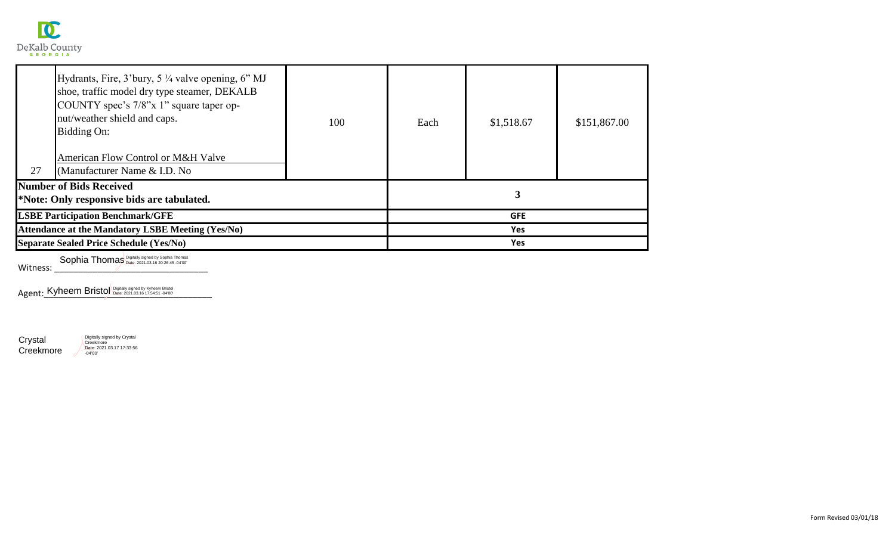| | | | | | |
|---|---|---|---|---|---|
| 27 | Hydrants, Fire, 3'bury, 5 ¼ valve opening, 6" MJ shoe, traffic model dry type steamer, DEKALB COUNTY spec's 7/8"x 1" square taper op-nut/weather shield and caps.<br>Bidding On:<br>American Flow Control or M&H Valve<br>(Manufacturer Name & I.D. No | 100 | Each | $1,518.67 | $151,867.00 |
| **Number of Bids Received**<br>***Note: Only responsive bids are tabulated.** | | | 3 | | |
| **LSBE Participation Benchmark/GFE** | | | GFE | | |
| **Attendance at the Mandatory LSBE Meeting (Yes/No)** | | | Yes | | |
| **Separate Sealed Price Schedule (Yes/No)** | | | Yes | | |

Witness: Sophia Thomas Digitally signed by Sophia Thomas Date: 2021.03.16 20:26:45 -04'00'

Agent: Kyheem Bristol Digitally signed by Kyheem Bristol Date: 2021.03.16 17:54:51 -04'00'

Crystal Creekmore Digitally signed by Crystal Creekmore Date: 2021.03.17 17:33:56 -04'00'

Form Revised 03/01/18